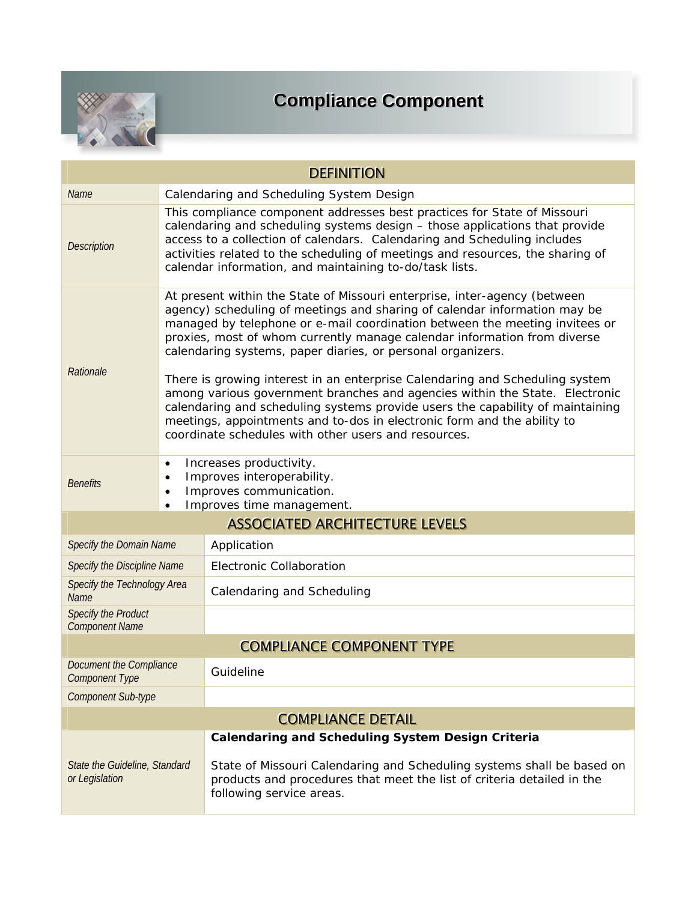# Compliance Component

| DEFINITION | |
|---|---|
| *Name* | Calendaring and Scheduling System Design |
| *Description* | This compliance component addresses best practices for State of Missouri calendaring and scheduling systems design – those applications that provide access to a collection of calendars. Calendaring and Scheduling includes activities related to the scheduling of meetings and resources, the sharing of calendar information, and maintaining to-do/task lists. |
| *Rationale* | At present within the State of Missouri enterprise, inter-agency (between agency) scheduling of meetings and sharing of calendar information may be managed by telephone or e-mail coordination between the meeting invitees or proxies, most of whom currently manage calendar information from diverse calendaring systems, paper diaries, or personal organizers.<br><br>There is growing interest in an enterprise Calendaring and Scheduling system among various government branches and agencies within the State. Electronic calendaring and scheduling systems provide users the capability of maintaining meetings, appointments and to-dos in electronic form and the ability to coordinate schedules with other users and resources. |
| *Benefits* | • Increases productivity.<br>• Improves interoperability.<br>• Improves communication.<br>• Improves time management. |

| ASSOCIATED ARCHITECTURE LEVELS | |
|---|---|
| *Specify the Domain Name* | Application |
| *Specify the Discipline Name* | Electronic Collaboration |
| *Specify the Technology Area Name* | Calendaring and Scheduling |
| *Specify the Product Component Name* | |

| COMPLIANCE COMPONENT TYPE | |
|---|---|
| *Document the Compliance Component Type* | Guideline |
| *Component Sub-type* | |

| COMPLIANCE DETAIL | |
|---|---|
| *State the Guideline, Standard or Legislation* | **Calendaring and Scheduling System Design Criteria**<br><br>State of Missouri Calendaring and Scheduling systems shall be based on products and procedures that meet the list of criteria detailed in the following service areas. |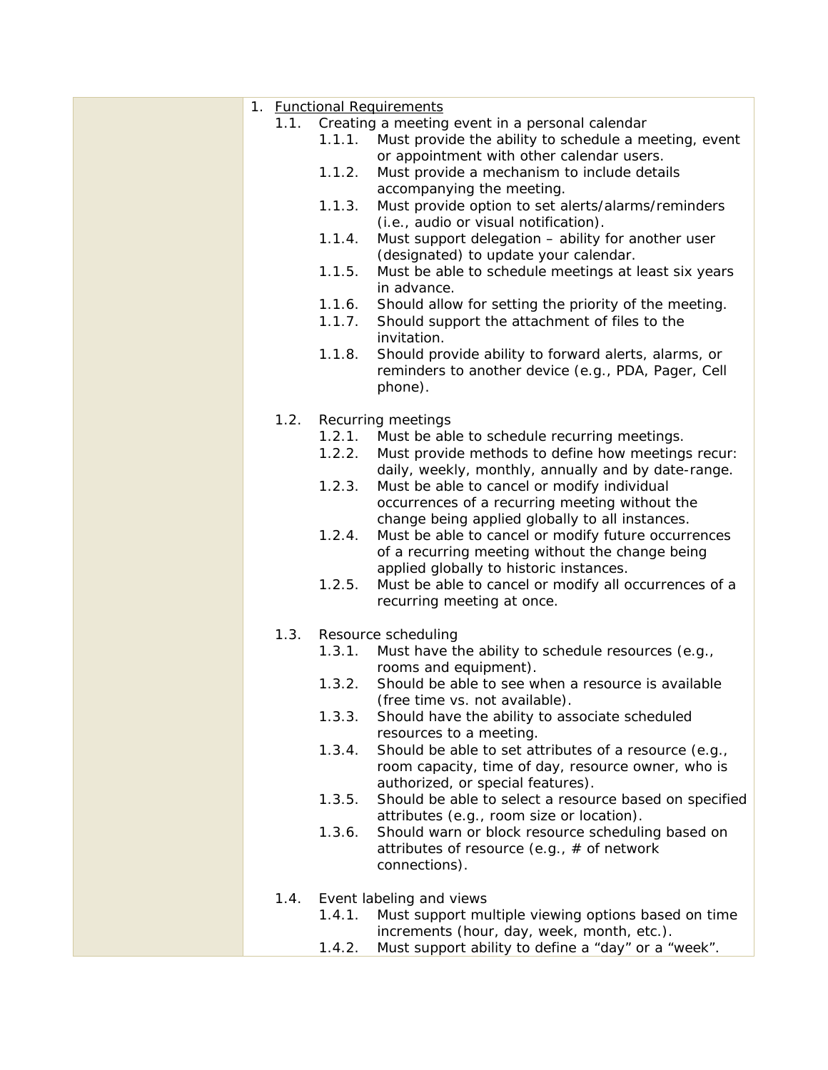1. Functional Requirements

    1.1. Creating a meeting event in a personal calendar

        1.1.1. Must provide the ability to schedule a meeting, event or appointment with other calendar users.

        1.1.2. Must provide a mechanism to include details accompanying the meeting.

        1.1.3. Must provide option to set alerts/alarms/reminders (i.e., audio or visual notification).

        1.1.4. Must support delegation – ability for another user (designated) to update your calendar.

        1.1.5. Must be able to schedule meetings at least six years in advance.

        1.1.6. Should allow for setting the priority of the meeting.

        1.1.7. Should support the attachment of files to the invitation.

        1.1.8. Should provide ability to forward alerts, alarms, or reminders to another device (e.g., PDA, Pager, Cell phone).

    1.2. Recurring meetings

        1.2.1. Must be able to schedule recurring meetings.

        1.2.2. Must provide methods to define how meetings recur: daily, weekly, monthly, annually and by date-range.

        1.2.3. Must be able to cancel or modify individual occurrences of a recurring meeting without the change being applied globally to all instances.

        1.2.4. Must be able to cancel or modify future occurrences of a recurring meeting without the change being applied globally to historic instances.

        1.2.5. Must be able to cancel or modify all occurrences of a recurring meeting at once.

    1.3. Resource scheduling

        1.3.1. Must have the ability to schedule resources (e.g., rooms and equipment).

        1.3.2. Should be able to see when a resource is available (free time vs. not available).

        1.3.3. Should have the ability to associate scheduled resources to a meeting.

        1.3.4. Should be able to set attributes of a resource (e.g., room capacity, time of day, resource owner, who is authorized, or special features).

        1.3.5. Should be able to select a resource based on specified attributes (e.g., room size or location).

        1.3.6. Should warn or block resource scheduling based on attributes of resource (e.g., # of network connections).

    1.4. Event labeling and views

        1.4.1. Must support multiple viewing options based on time increments (hour, day, week, month, etc.).

        1.4.2. Must support ability to define a “day” or a “week”.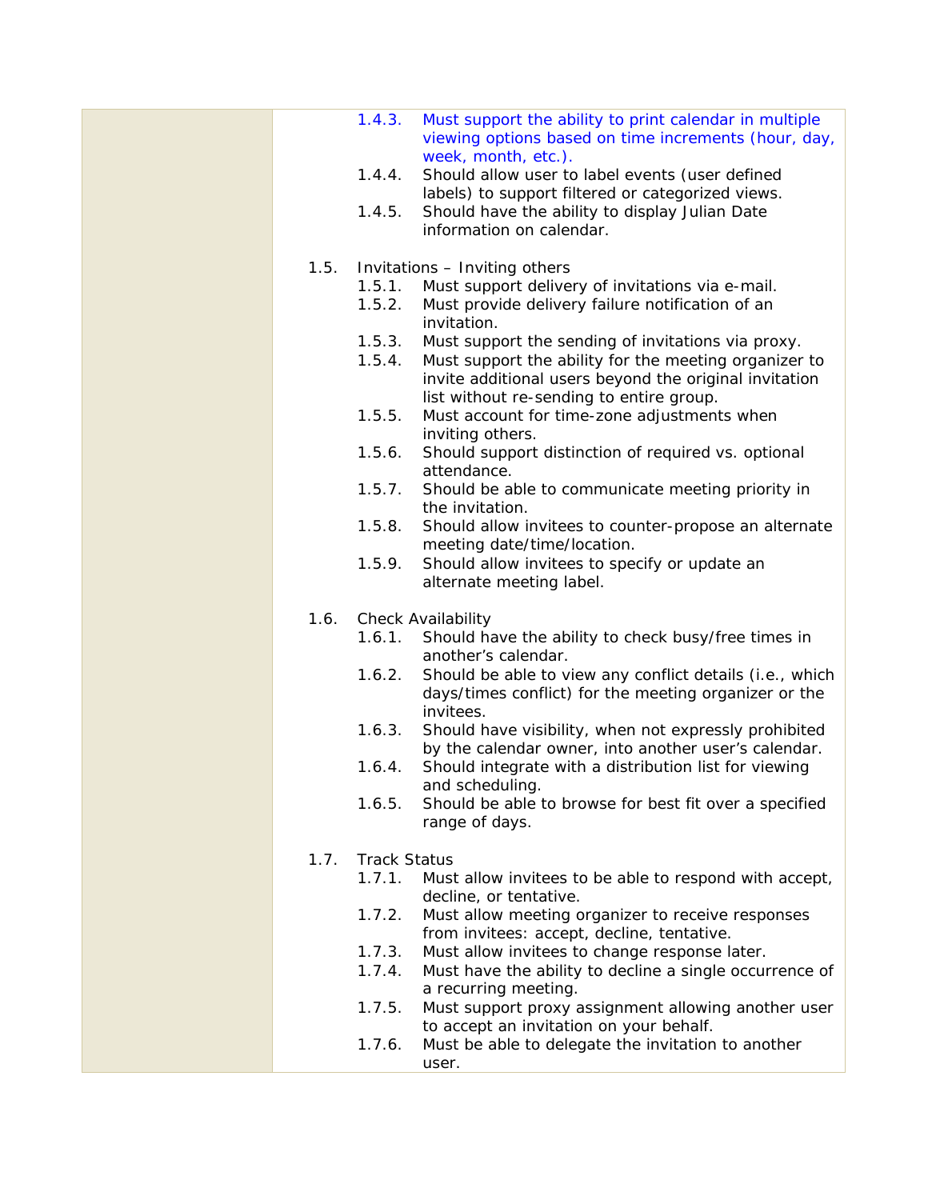- 1.4.3. Must support the ability to print calendar in multiple viewing options based on time increments (hour, day, week, month, etc.).
- 1.4.4. Should allow user to label events (user defined labels) to support filtered or categorized views.
- 1.4.5. Should have the ability to display Julian Date information on calendar.

1.5. Invitations – Inviting others

- 1.5.1. Must support delivery of invitations via e-mail.
- 1.5.2. Must provide delivery failure notification of an invitation.
- 1.5.3. Must support the sending of invitations via proxy.
- 1.5.4. Must support the ability for the meeting organizer to invite additional users beyond the original invitation list without re-sending to entire group.
- 1.5.5. Must account for time-zone adjustments when inviting others.
- 1.5.6. Should support distinction of required vs. optional attendance.
- 1.5.7. Should be able to communicate meeting priority in the invitation.
- 1.5.8. Should allow invitees to counter-propose an alternate meeting date/time/location.
- 1.5.9. Should allow invitees to specify or update an alternate meeting label.

1.6. Check Availability

- 1.6.1. Should have the ability to check busy/free times in another's calendar.
- 1.6.2. Should be able to view any conflict details (i.e., which days/times conflict) for the meeting organizer or the invitees.
- 1.6.3. Should have visibility, when not expressly prohibited by the calendar owner, into another user's calendar.
- 1.6.4. Should integrate with a distribution list for viewing and scheduling.
- 1.6.5. Should be able to browse for best fit over a specified range of days.

1.7. Track Status

- 1.7.1. Must allow invitees to be able to respond with accept, decline, or tentative.
- 1.7.2. Must allow meeting organizer to receive responses from invitees: accept, decline, tentative.
- 1.7.3. Must allow invitees to change response later.
- 1.7.4. Must have the ability to decline a single occurrence of a recurring meeting.
- 1.7.5. Must support proxy assignment allowing another user to accept an invitation on your behalf.
- 1.7.6. Must be able to delegate the invitation to another user.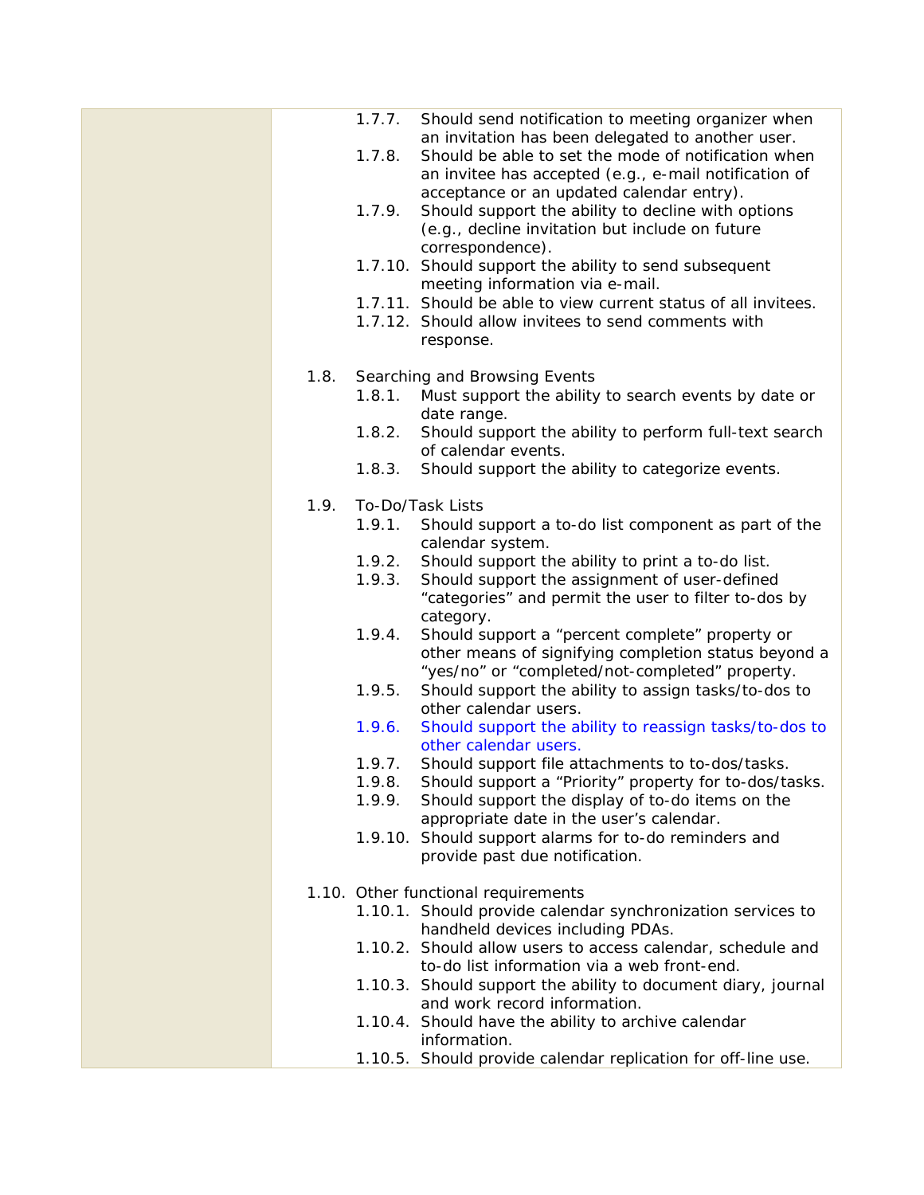- 1.7.7. Should send notification to meeting organizer when an invitation has been delegated to another user.
- 1.7.8. Should be able to set the mode of notification when an invitee has accepted (e.g., e-mail notification of acceptance or an updated calendar entry).
- 1.7.9. Should support the ability to decline with options (e.g., decline invitation but include on future correspondence).
- 1.7.10. Should support the ability to send subsequent meeting information via e-mail.
- 1.7.11. Should be able to view current status of all invitees.
- 1.7.12. Should allow invitees to send comments with response.

1.8. Searching and Browsing Events

- 1.8.1. Must support the ability to search events by date or date range.
- 1.8.2. Should support the ability to perform full-text search of calendar events.
- 1.8.3. Should support the ability to categorize events.

1.9. To-Do/Task Lists

- 1.9.1. Should support a to-do list component as part of the calendar system.
- 1.9.2. Should support the ability to print a to-do list.
- 1.9.3. Should support the assignment of user-defined "categories" and permit the user to filter to-dos by category.
- 1.9.4. Should support a "percent complete" property or other means of signifying completion status beyond a "yes/no" or "completed/not-completed" property.
- 1.9.5. Should support the ability to assign tasks/to-dos to other calendar users.
- 1.9.6. Should support the ability to reassign tasks/to-dos to other calendar users.
- 1.9.7. Should support file attachments to to-dos/tasks.
- 1.9.8. Should support a "Priority" property for to-dos/tasks.
- 1.9.9. Should support the display of to-do items on the appropriate date in the user's calendar.
- 1.9.10. Should support alarms for to-do reminders and provide past due notification.

1.10. Other functional requirements

- 1.10.1. Should provide calendar synchronization services to handheld devices including PDAs.
- 1.10.2. Should allow users to access calendar, schedule and to-do list information via a web front-end.
- 1.10.3. Should support the ability to document diary, journal and work record information.
- 1.10.4. Should have the ability to archive calendar information.
- 1.10.5. Should provide calendar replication for off-line use.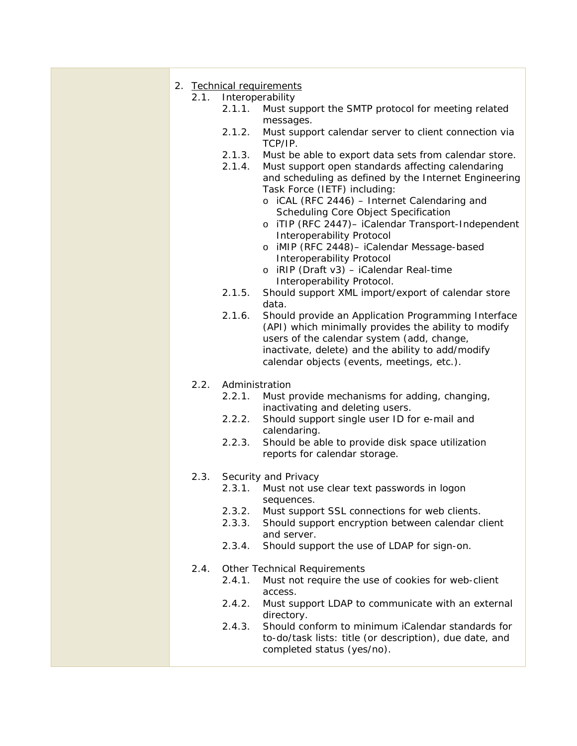2. <u>Technical requirements</u>

   2.1. Interoperability

   - 2.1.1. Must support the SMTP protocol for meeting related messages.
   - 2.1.2. Must support calendar server to client connection via TCP/IP.
   - 2.1.3. Must be able to export data sets from calendar store.
   - 2.1.4. Must support open standards affecting calendaring and scheduling as defined by the Internet Engineering Task Force (IETF) including:
     - iCAL (RFC 2446) – Internet Calendaring and Scheduling Core Object Specification
     - iTIP (RFC 2447)– iCalendar Transport-Independent Interoperability Protocol
     - iMIP (RFC 2448)– iCalendar Message-based Interoperability Protocol
     - iRIP (Draft v3) – iCalendar Real-time Interoperability Protocol.
   - 2.1.5. Should support XML import/export of calendar store data.
   - 2.1.6. Should provide an Application Programming Interface (API) which minimally provides the ability to modify users of the calendar system (add, change, inactivate, delete) and the ability to add/modify calendar objects (events, meetings, etc.).

   2.2. Administration

   - 2.2.1. Must provide mechanisms for adding, changing, inactivating and deleting users.
   - 2.2.2. Should support single user ID for e-mail and calendaring.
   - 2.2.3. Should be able to provide disk space utilization reports for calendar storage.

   2.3. Security and Privacy

   - 2.3.1. Must not use clear text passwords in logon sequences.
   - 2.3.2. Must support SSL connections for web clients.
   - 2.3.3. Should support encryption between calendar client and server.
   - 2.3.4. Should support the use of LDAP for sign-on.

   2.4. Other Technical Requirements

   - 2.4.1. Must not require the use of cookies for web-client access.
   - 2.4.2. Must support LDAP to communicate with an external directory.
   - 2.4.3. Should conform to minimum iCalendar standards for to-do/task lists: title (or description), due date, and completed status (yes/no).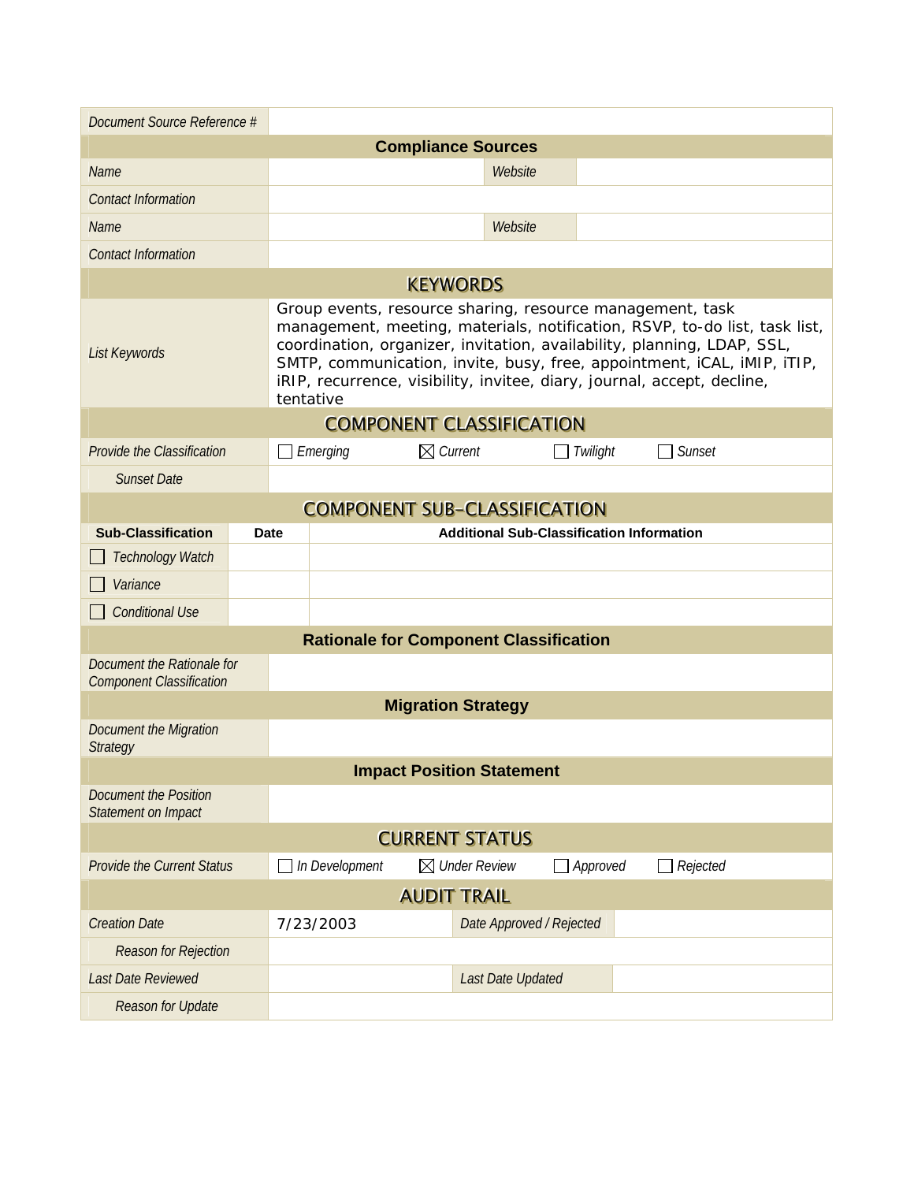| | | | |
|---|---|---|---|
| *Document Source Reference #* | | | |
| **Compliance Sources** | | | |
| *Name* | | *Website* | |
| *Contact Information* | | | |
| *Name* | | *Website* | |
| *Contact Information* | | | |
| **KEYWORDS** | | | |
| *List Keywords* | Group events, resource sharing, resource management, task management, meeting, materials, notification, RSVP, to-do list, task list, coordination, organizer, invitation, availability, planning, LDAP, SSL, SMTP, communication, invite, busy, free, appointment, iCAL, iMIP, iTIP, iRIP, recurrence, visibility, invitee, diary, journal, accept, decline, tentative | | |
| **COMPONENT CLASSIFICATION** | | | |
| *Provide the Classification* | ☐ *Emerging* ☒ *Current* ☐ *Twilight* ☐ *Sunset* | | |
| *Sunset Date* | | | |
| **COMPONENT SUB-CLASSIFICATION** | | | |
| **Sub-Classification** | **Date** | **Additional Sub-Classification Information** | |
| ☐ *Technology Watch* | | | |
| ☐ *Variance* | | | |
| ☐ *Conditional Use* | | | |
| **Rationale for Component Classification** | | | |
| *Document the Rationale for Component Classification* | | | |
| **Migration Strategy** | | | |
| *Document the Migration Strategy* | | | |
| **Impact Position Statement** | | | |
| *Document the Position Statement on Impact* | | | |
| **CURRENT STATUS** | | | |
| *Provide the Current Status* | ☐ *In Development* ☒ *Under Review* ☐ *Approved* ☐ *Rejected* | | |
| **AUDIT TRAIL** | | | |
| *Creation Date* | 7/23/2003 | *Date Approved / Rejected* | |
| *Reason for Rejection* | | | |
| *Last Date Reviewed* | | *Last Date Updated* | |
| *Reason for Update* | | | |